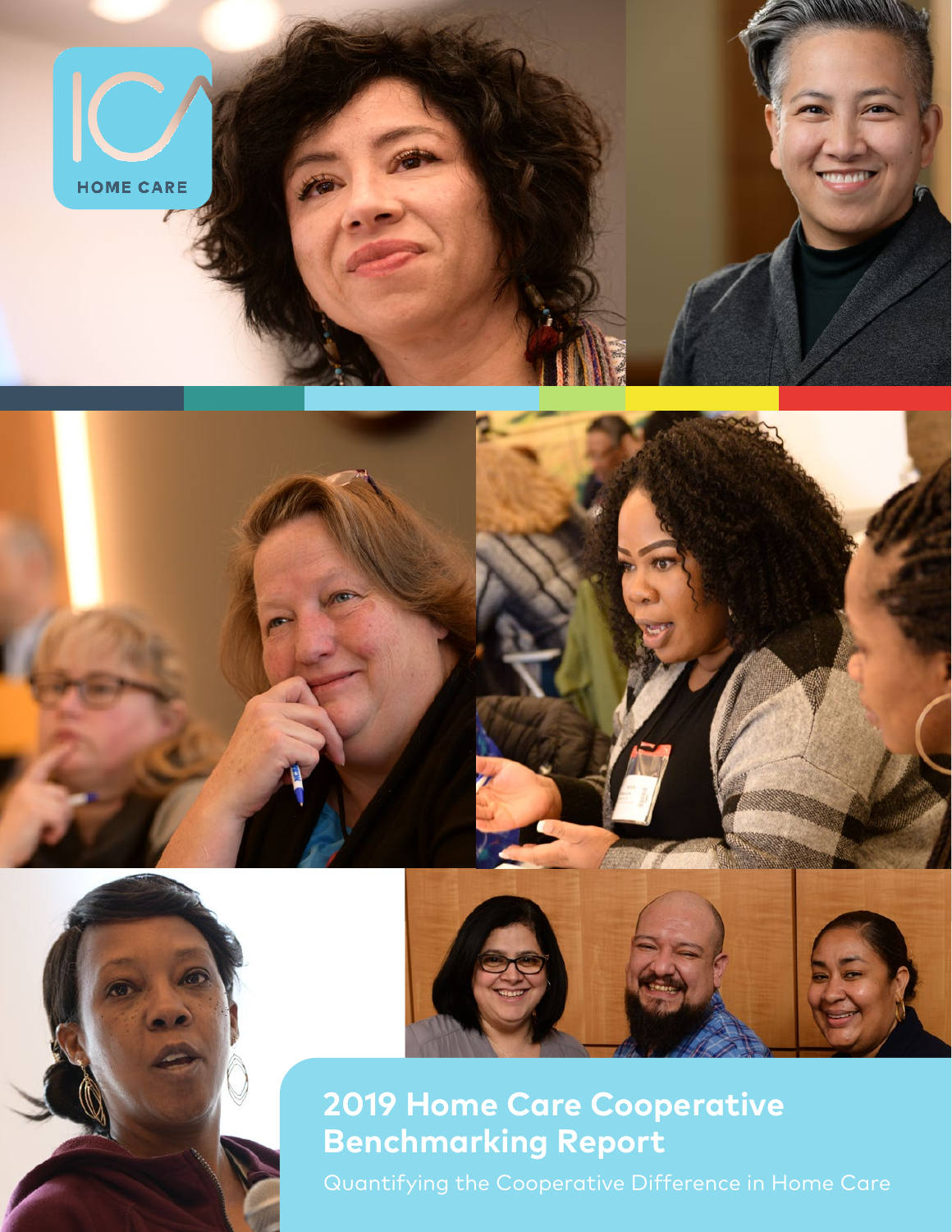ICA HOME CARE

# 2019 Home Care Cooperative Benchmarking Report

Quantifying the Cooperative Difference in Home Care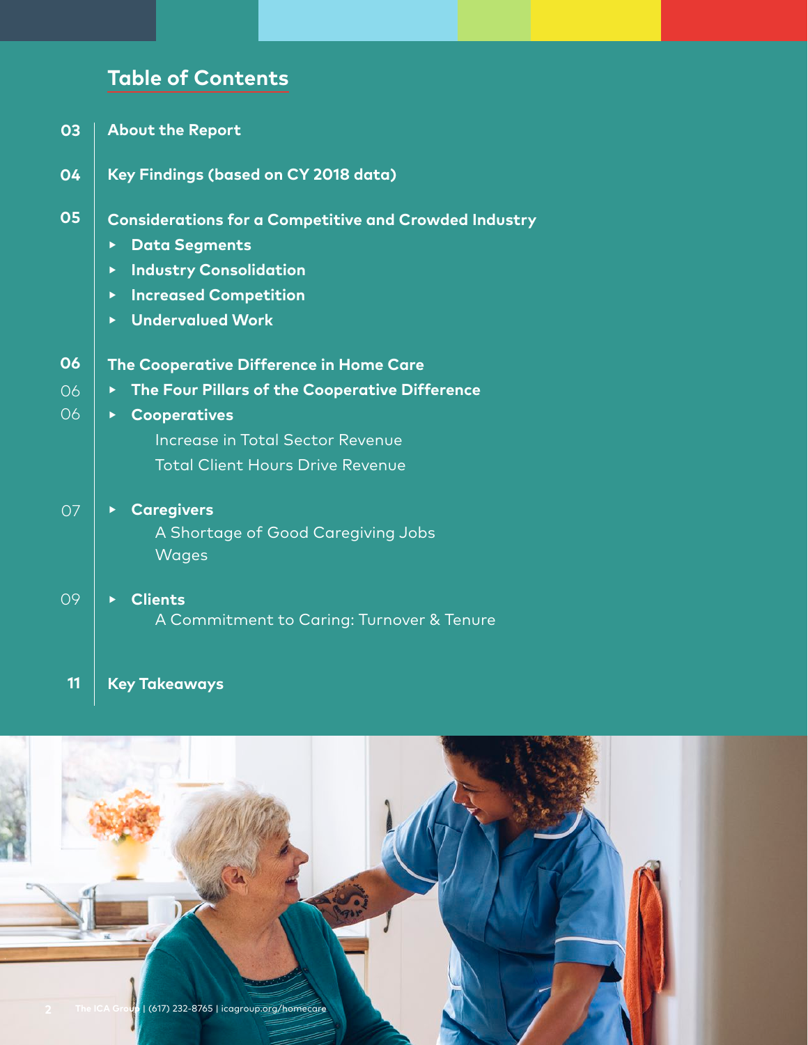# Table of Contents

- **03** — **About the Report**
- **04** — **Key Findings (based on CY 2018 data)**
- **05** — **Considerations for a Competitive and Crowded Industry**
  - **Data Segments**
  - **Industry Consolidation**
  - **Increased Competition**
  - **Undervalued Work**
- **06** — **The Cooperative Difference in Home Care**
  - 06 — **The Four Pillars of the Cooperative Difference**
  - 06 — **Cooperatives**
    - Increase in Total Sector Revenue
    - Total Client Hours Drive Revenue
  - 07 — **Caregivers**
    - A Shortage of Good Caregiving Jobs
    - Wages
  - 09 — **Clients**
    - A Commitment to Caring: Turnover & Tenure
- **11** — **Key Takeaways**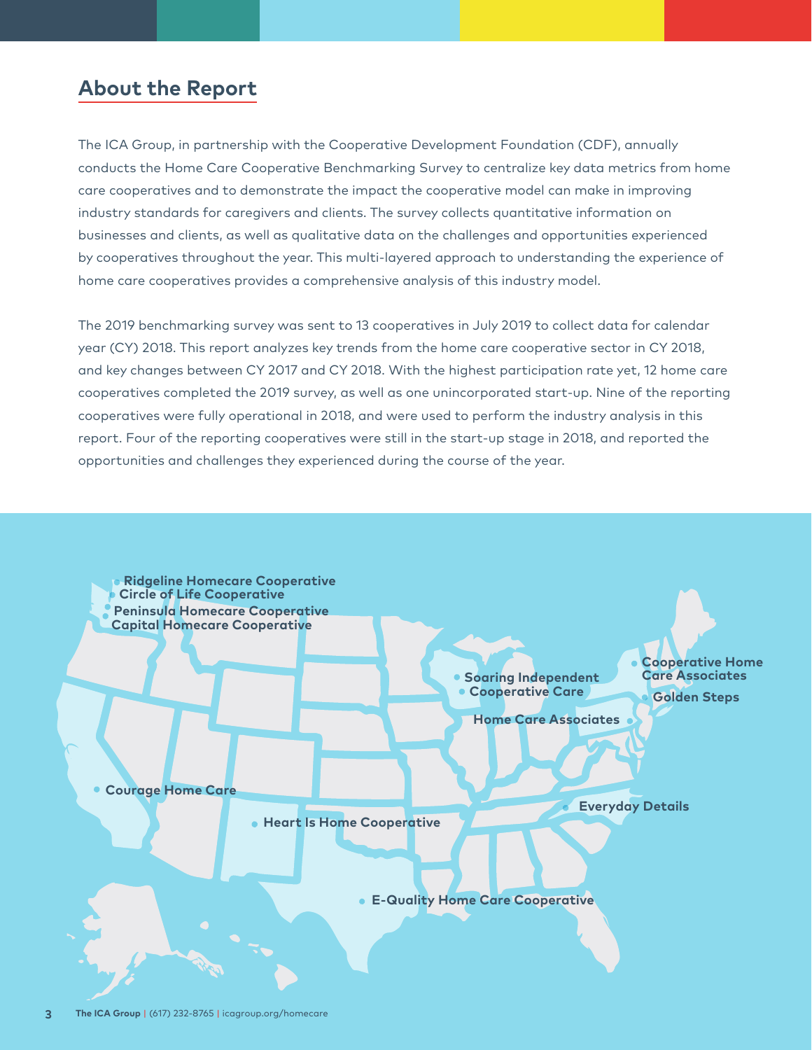## About the Report

The ICA Group, in partnership with the Cooperative Development Foundation (CDF), annually conducts the Home Care Cooperative Benchmarking Survey to centralize key data metrics from home care cooperatives and to demonstrate the impact the cooperative model can make in improving industry standards for caregivers and clients. The survey collects quantitative information on businesses and clients, as well as qualitative data on the challenges and opportunities experienced by cooperatives throughout the year. This multi-layered approach to understanding the experience of home care cooperatives provides a comprehensive analysis of this industry model.

The 2019 benchmarking survey was sent to 13 cooperatives in July 2019 to collect data for calendar year (CY) 2018. This report analyzes key trends from the home care cooperative sector in CY 2018, and key changes between CY 2017 and CY 2018. With the highest participation rate yet, 12 home care cooperatives completed the 2019 survey, as well as one unincorporated start-up. Nine of the reporting cooperatives were fully operational in 2018, and were used to perform the industry analysis in this report. Four of the reporting cooperatives were still in the start-up stage in 2018, and reported the opportunities and challenges they experienced during the course of the year.

- Ridgeline Homecare Cooperative
- Circle of Life Cooperative
- Peninsula Homecare Cooperative
- Capital Homecare Cooperative
- Soaring Independent Cooperative Care
- Cooperative Home Care Associates
- Golden Steps
- Home Care Associates
- Courage Home Care
- Heart Is Home Cooperative
- Everyday Details
- E-Quality Home Care Cooperative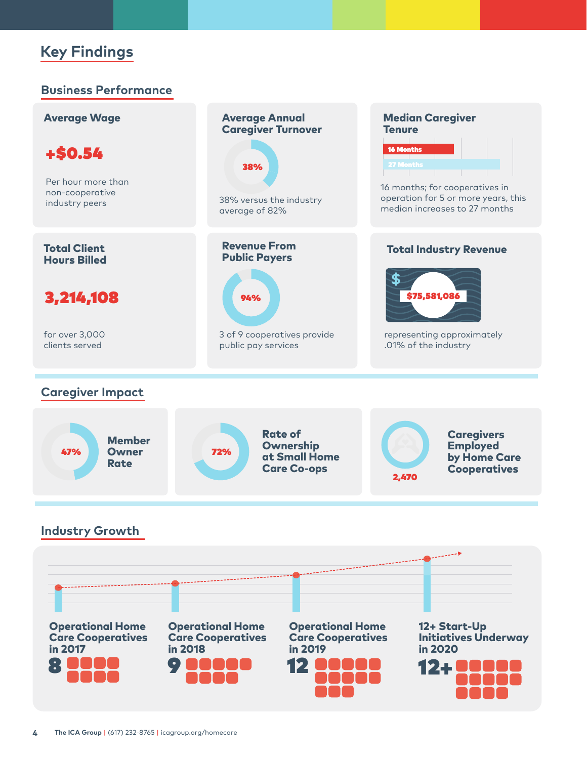# Key Findings

## Business Performance

### Average Wage

**+$0.54**

Per hour more than non-cooperative industry peers

### Average Annual Caregiver Turnover

**38%**

38% versus the industry average of 82%

### Median Caregiver Tenure

16 Months

27 Months

16 months; for cooperatives in operation for 5 or more years, this median increases to 27 months

### Total Client Hours Billed

**3,214,108**

for over 3,000 clients served

### Revenue From Public Payers

**94%**

3 of 9 cooperatives provide public pay services

### Total Industry Revenue

**$75,581,086**

representing approximately .01% of the industry

## Caregiver Impact

**47%** Member Owner Rate

**72%** Rate of Ownership at Small Home Care Co-ops

**2,470** Caregivers Employed by Home Care Cooperatives

## Industry Growth

Operational Home Care Cooperatives in 2017: **8**

Operational Home Care Cooperatives in 2018: **9**

Operational Home Care Cooperatives in 2019: **12**

12+ Start-Up Initiatives Underway in 2020: **12+**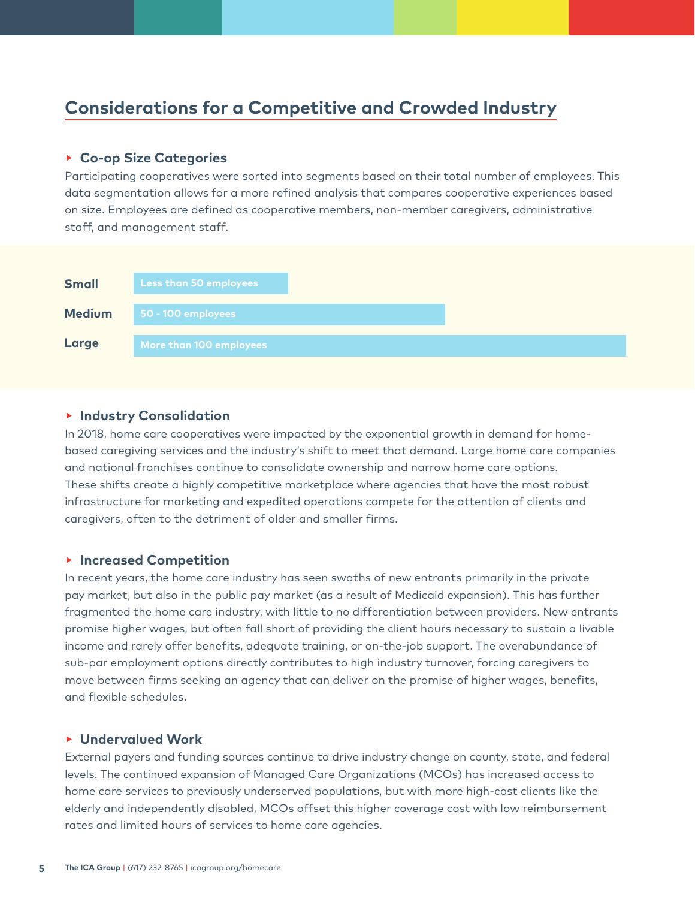## Considerations for a Competitive and Crowded Industry

### Co-op Size Categories

Participating cooperatives were sorted into segments based on their total number of employees. This data segmentation allows for a more refined analysis that compares cooperative experiences based on size. Employees are defined as cooperative members, non-member caregivers, administrative staff, and management staff.

| Size | Employees |
|---|---|
| Small | Less than 50 employees |
| Medium | 50 - 100 employees |
| Large | More than 100 employees |

### Industry Consolidation

In 2018, home care cooperatives were impacted by the exponential growth in demand for home-based caregiving services and the industry's shift to meet that demand. Large home care companies and national franchises continue to consolidate ownership and narrow home care options. These shifts create a highly competitive marketplace where agencies that have the most robust infrastructure for marketing and expedited operations compete for the attention of clients and caregivers, often to the detriment of older and smaller firms.

### Increased Competition

In recent years, the home care industry has seen swaths of new entrants primarily in the private pay market, but also in the public pay market (as a result of Medicaid expansion). This has further fragmented the home care industry, with little to no differentiation between providers. New entrants promise higher wages, but often fall short of providing the client hours necessary to sustain a livable income and rarely offer benefits, adequate training, or on-the-job support. The overabundance of sub-par employment options directly contributes to high industry turnover, forcing caregivers to move between firms seeking an agency that can deliver on the promise of higher wages, benefits, and flexible schedules.

### Undervalued Work

External payers and funding sources continue to drive industry change on county, state, and federal levels. The continued expansion of Managed Care Organizations (MCOs) has increased access to home care services to previously underserved populations, but with more high-cost clients like the elderly and independently disabled, MCOs offset this higher coverage cost with low reimbursement rates and limited hours of services to home care agencies.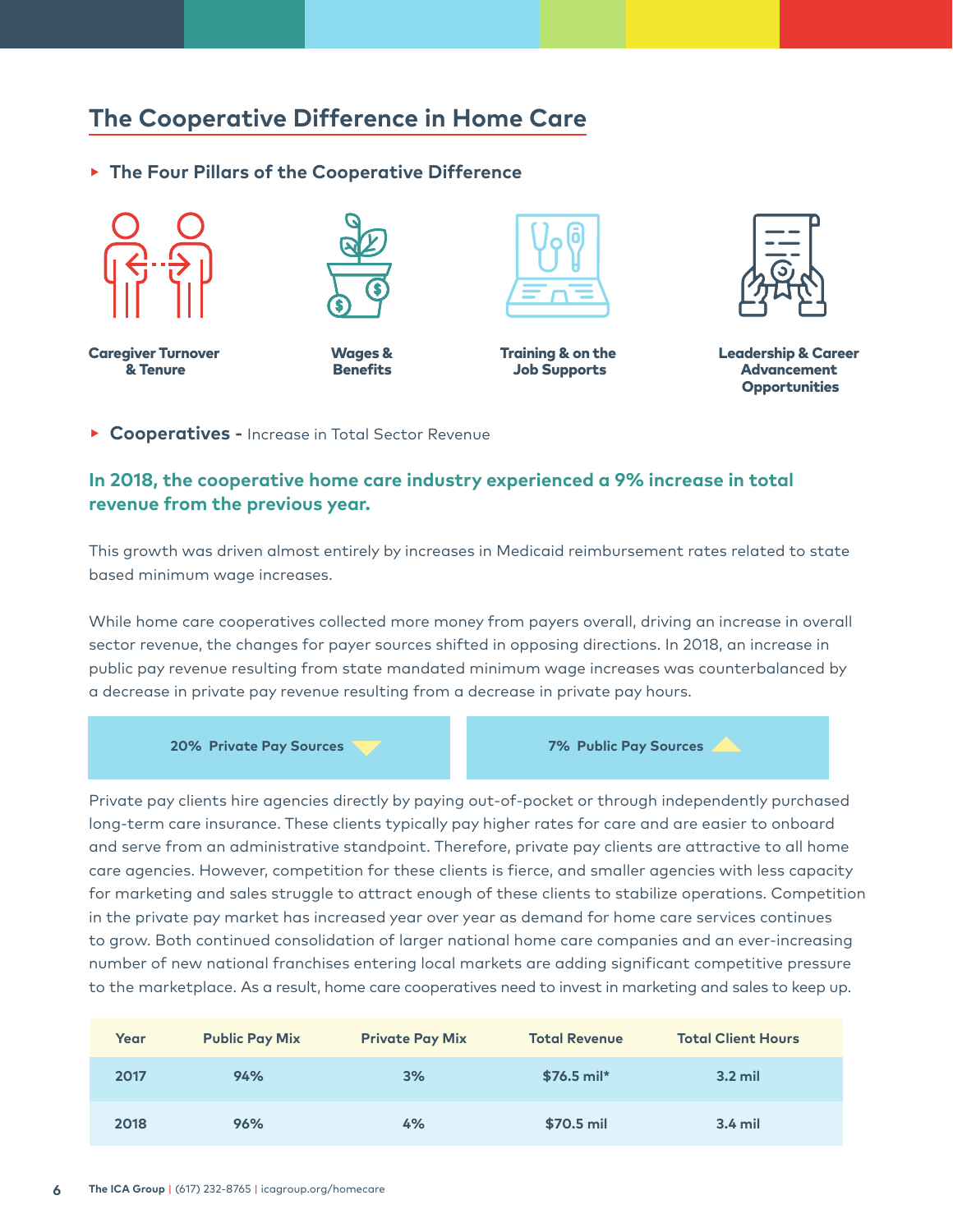## The Cooperative Difference in Home Care

### The Four Pillars of the Cooperative Difference

**Caregiver Turnover & Tenure**

**Wages & Benefits**

**Training & on the Job Supports**

**Leadership & Career Advancement Opportunities**

### Cooperatives - Increase in Total Sector Revenue

**In 2018, the cooperative home care industry experienced a 9% increase in total revenue from the previous year.**

This growth was driven almost entirely by increases in Medicaid reimbursement rates related to state based minimum wage increases.

While home care cooperatives collected more money from payers overall, driving an increase in overall sector revenue, the changes for payer sources shifted in opposing directions. In 2018, an increase in public pay revenue resulting from state mandated minimum wage increases was counterbalanced by a decrease in private pay revenue resulting from a decrease in private pay hours.

**20% Private Pay Sources** ▼

**7% Public Pay Sources** ▲

Private pay clients hire agencies directly by paying out-of-pocket or through independently purchased long-term care insurance. These clients typically pay higher rates for care and are easier to onboard and serve from an administrative standpoint. Therefore, private pay clients are attractive to all home care agencies. However, competition for these clients is fierce, and smaller agencies with less capacity for marketing and sales struggle to attract enough of these clients to stabilize operations. Competition in the private pay market has increased year over year as demand for home care services continues to grow. Both continued consolidation of larger national home care companies and an ever-increasing number of new national franchises entering local markets are adding significant competitive pressure to the marketplace. As a result, home care cooperatives need to invest in marketing and sales to keep up.

| Year | Public Pay Mix | Private Pay Mix | Total Revenue | Total Client Hours |
|---|---|---|---|---|
| 2017 | 94% | 3% | $76.5 mil* | 3.2 mil |
| 2018 | 96% | 4% | $70.5 mil | 3.4 mil |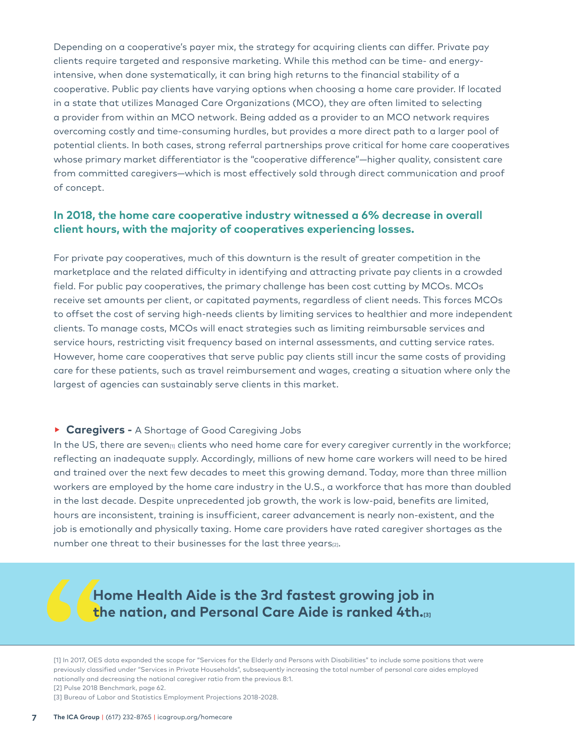Depending on a cooperative's payer mix, the strategy for acquiring clients can differ. Private pay clients require targeted and responsive marketing. While this method can be time- and energy-intensive, when done systematically, it can bring high returns to the financial stability of a cooperative. Public pay clients have varying options when choosing a home care provider. If located in a state that utilizes Managed Care Organizations (MCO), they are often limited to selecting a provider from within an MCO network. Being added as a provider to an MCO network requires overcoming costly and time-consuming hurdles, but provides a more direct path to a larger pool of potential clients. In both cases, strong referral partnerships prove critical for home care cooperatives whose primary market differentiator is the "cooperative difference"—higher quality, consistent care from committed caregivers—which is most effectively sold through direct communication and proof of concept.

**In 2018, the home care cooperative industry witnessed a 6% decrease in overall client hours, with the majority of cooperatives experiencing losses.**

For private pay cooperatives, much of this downturn is the result of greater competition in the marketplace and the related difficulty in identifying and attracting private pay clients in a crowded field. For public pay cooperatives, the primary challenge has been cost cutting by MCOs. MCOs receive set amounts per client, or capitated payments, regardless of client needs. This forces MCOs to offset the cost of serving high-needs clients by limiting services to healthier and more independent clients. To manage costs, MCOs will enact strategies such as limiting reimbursable services and service hours, restricting visit frequency based on internal assessments, and cutting service rates. However, home care cooperatives that serve public pay clients still incur the same costs of providing care for these patients, such as travel reimbursement and wages, creating a situation where only the largest of agencies can sustainably serve clients in this market.

### ▸ **Caregivers -** A Shortage of Good Caregiving Jobs

In the US, there are seven[1] clients who need home care for every caregiver currently in the workforce; reflecting an inadequate supply. Accordingly, millions of new home care workers will need to be hired and trained over the next few decades to meet this growing demand. Today, more than three million workers are employed by the home care industry in the U.S., a workforce that has more than doubled in the last decade. Despite unprecedented job growth, the work is low-paid, benefits are limited, hours are inconsistent, training is insufficient, career advancement is nearly non-existent, and the job is emotionally and physically taxing. Home care providers have rated caregiver shortages as the number one threat to their businesses for the last three years[2].

> **Home Health Aide is the 3rd fastest growing job in the nation, and Personal Care Aide is ranked 4th.[3]**

[1] In 2017, OES data expanded the scope for "Services for the Elderly and Persons with Disabilities" to include some positions that were previously classified under "Services in Private Households", subsequently increasing the total number of personal care aides employed nationally and decreasing the national caregiver ratio from the previous 8:1.

[2] Pulse 2018 Benchmark, page 62.

[3] Bureau of Labor and Statistics Employment Projections 2018-2028.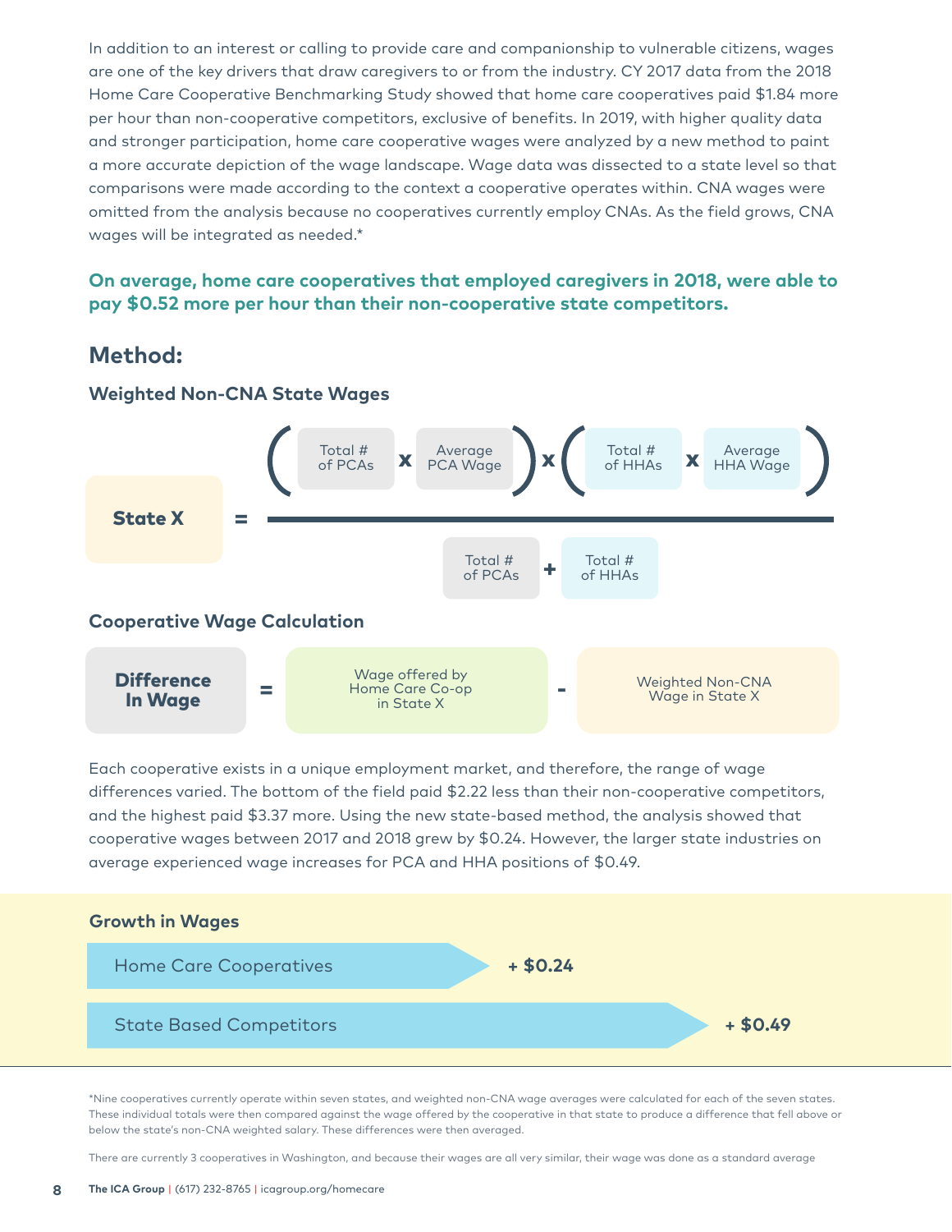In addition to an interest or calling to provide care and companionship to vulnerable citizens, wages are one of the key drivers that draw caregivers to or from the industry. CY 2017 data from the 2018 Home Care Cooperative Benchmarking Study showed that home care cooperatives paid $1.84 more per hour than non-cooperative competitors, exclusive of benefits. In 2019, with higher quality data and stronger participation, home care cooperative wages were analyzed by a new method to paint a more accurate depiction of the wage landscape. Wage data was dissected to a state level so that comparisons were made according to the context a cooperative operates within. CNA wages were omitted from the analysis because no cooperatives currently employ CNAs. As the field grows, CNA wages will be integrated as needed.*

**On average, home care cooperatives that employed caregivers in 2018, were able to pay $0.52 more per hour than their non-cooperative state competitors.**

## Method:

### Weighted Non-CNA State Wages

$$\text{State X} = \frac{(\text{Total \# of PCAs} \times \text{Average PCA Wage}) \times (\text{Total \# of HHAs} \times \text{Average HHA Wage})}{\text{Total \# of PCAs} + \text{Total \# of HHAs}}$$

### Cooperative Wage Calculation

$$\text{Difference In Wage} = \text{Wage offered by Home Care Co-op in State X} - \text{Weighted Non-CNA Wage in State X}$$

Each cooperative exists in a unique employment market, and therefore, the range of wage differences varied. The bottom of the field paid $2.22 less than their non-cooperative competitors, and the highest paid $3.37 more. Using the new state-based method, the analysis showed that cooperative wages between 2017 and 2018 grew by $0.24. However, the larger state industries on average experienced wage increases for PCA and HHA positions of $0.49.

### Growth in Wages

| | |
|---|---|
| Home Care Cooperatives | + $0.24 |
| State Based Competitors | + $0.49 |

*Nine cooperatives currently operate within seven states, and weighted non-CNA wage averages were calculated for each of the seven states. These individual totals were then compared against the wage offered by the cooperative in that state to produce a difference that fell above or below the state's non-CNA weighted salary. These differences were then averaged.

There are currently 3 cooperatives in Washington, and because their wages are all very similar, their wage was done as a standard average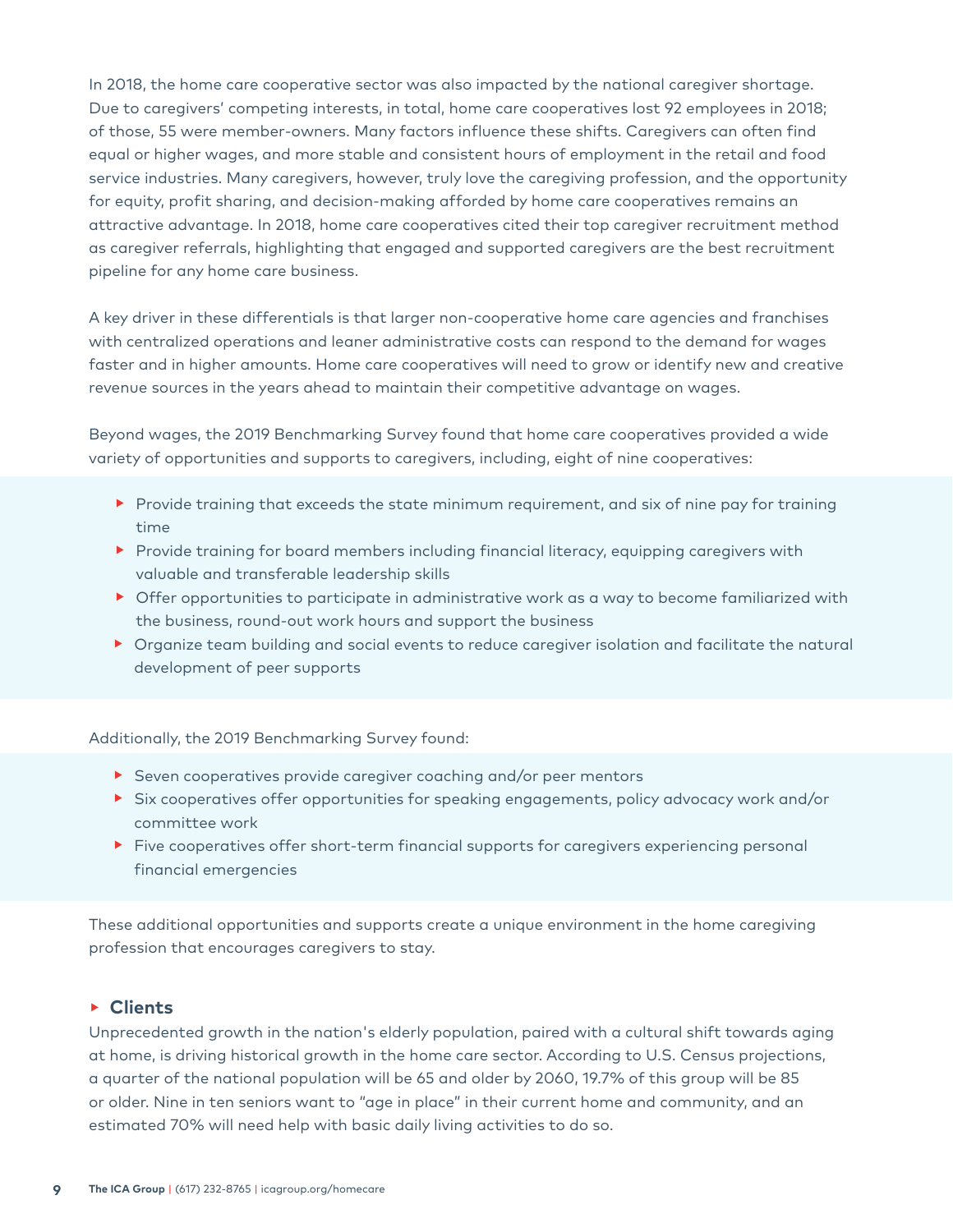In 2018, the home care cooperative sector was also impacted by the national caregiver shortage. Due to caregivers' competing interests, in total, home care cooperatives lost 92 employees in 2018; of those, 55 were member-owners. Many factors influence these shifts. Caregivers can often find equal or higher wages, and more stable and consistent hours of employment in the retail and food service industries. Many caregivers, however, truly love the caregiving profession, and the opportunity for equity, profit sharing, and decision-making afforded by home care cooperatives remains an attractive advantage. In 2018, home care cooperatives cited their top caregiver recruitment method as caregiver referrals, highlighting that engaged and supported caregivers are the best recruitment pipeline for any home care business.

A key driver in these differentials is that larger non-cooperative home care agencies and franchises with centralized operations and leaner administrative costs can respond to the demand for wages faster and in higher amounts. Home care cooperatives will need to grow or identify new and creative revenue sources in the years ahead to maintain their competitive advantage on wages.

Beyond wages, the 2019 Benchmarking Survey found that home care cooperatives provided a wide variety of opportunities and supports to caregivers, including, eight of nine cooperatives:

- Provide training that exceeds the state minimum requirement, and six of nine pay for training time
- Provide training for board members including financial literacy, equipping caregivers with valuable and transferable leadership skills
- Offer opportunities to participate in administrative work as a way to become familiarized with the business, round-out work hours and support the business
- Organize team building and social events to reduce caregiver isolation and facilitate the natural development of peer supports

Additionally, the 2019 Benchmarking Survey found:

- Seven cooperatives provide caregiver coaching and/or peer mentors
- Six cooperatives offer opportunities for speaking engagements, policy advocacy work and/or committee work
- Five cooperatives offer short-term financial supports for caregivers experiencing personal financial emergencies

These additional opportunities and supports create a unique environment in the home caregiving profession that encourages caregivers to stay.

### Clients

Unprecedented growth in the nation's elderly population, paired with a cultural shift towards aging at home, is driving historical growth in the home care sector. According to U.S. Census projections, a quarter of the national population will be 65 and older by 2060, 19.7% of this group will be 85 or older. Nine in ten seniors want to "age in place" in their current home and community, and an estimated 70% will need help with basic daily living activities to do so.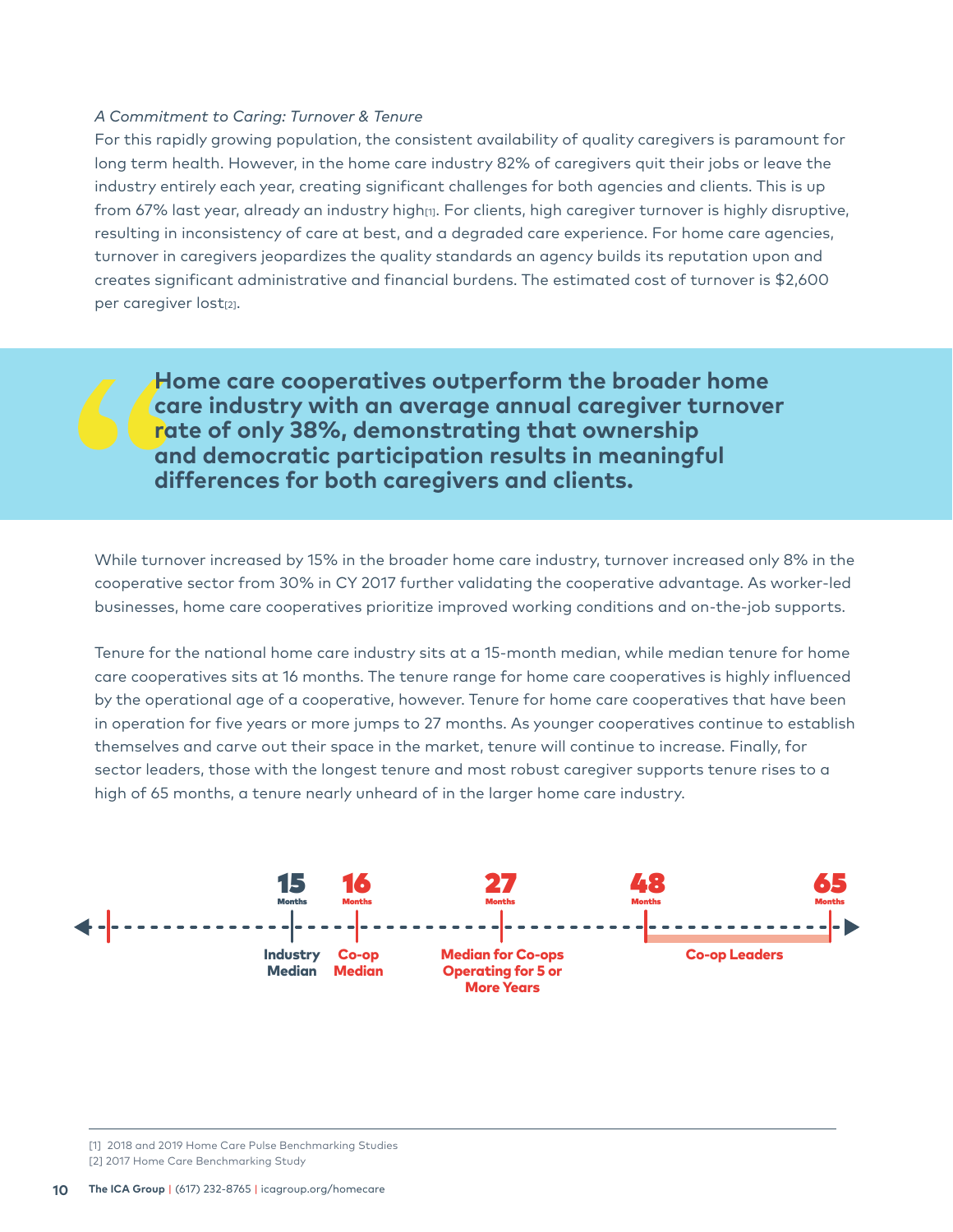*A Commitment to Caring: Turnover & Tenure*

For this rapidly growing population, the consistent availability of quality caregivers is paramount for long term health. However, in the home care industry 82% of caregivers quit their jobs or leave the industry entirely each year, creating significant challenges for both agencies and clients. This is up from 67% last year, already an industry high[1]. For clients, high caregiver turnover is highly disruptive, resulting in inconsistency of care at best, and a degraded care experience. For home care agencies, turnover in caregivers jeopardizes the quality standards an agency builds its reputation upon and creates significant administrative and financial burdens. The estimated cost of turnover is $2,600 per caregiver lost[2].

> **Home care cooperatives outperform the broader home care industry with an average annual caregiver turnover rate of only 38%, demonstrating that ownership and democratic participation results in meaningful differences for both caregivers and clients.**

While turnover increased by 15% in the broader home care industry, turnover increased only 8% in the cooperative sector from 30% in CY 2017 further validating the cooperative advantage. As worker-led businesses, home care cooperatives prioritize improved working conditions and on-the-job supports.

Tenure for the national home care industry sits at a 15-month median, while median tenure for home care cooperatives sits at 16 months. The tenure range for home care cooperatives is highly influenced by the operational age of a cooperative, however. Tenure for home care cooperatives that have been in operation for five years or more jumps to 27 months. As younger cooperatives continue to establish themselves and carve out their space in the market, tenure will continue to increase. Finally, for sector leaders, those with the longest tenure and most robust caregiver supports tenure rises to a high of 65 months, a tenure nearly unheard of in the larger home care industry.

**15** Months — Industry Median
**16** Months — Co-op Median
**27** Months — Median for Co-ops Operating for 5 or More Years
**48** Months – **65** Months — Co-op Leaders

[1] 2018 and 2019 Home Care Pulse Benchmarking Studies
[2] 2017 Home Care Benchmarking Study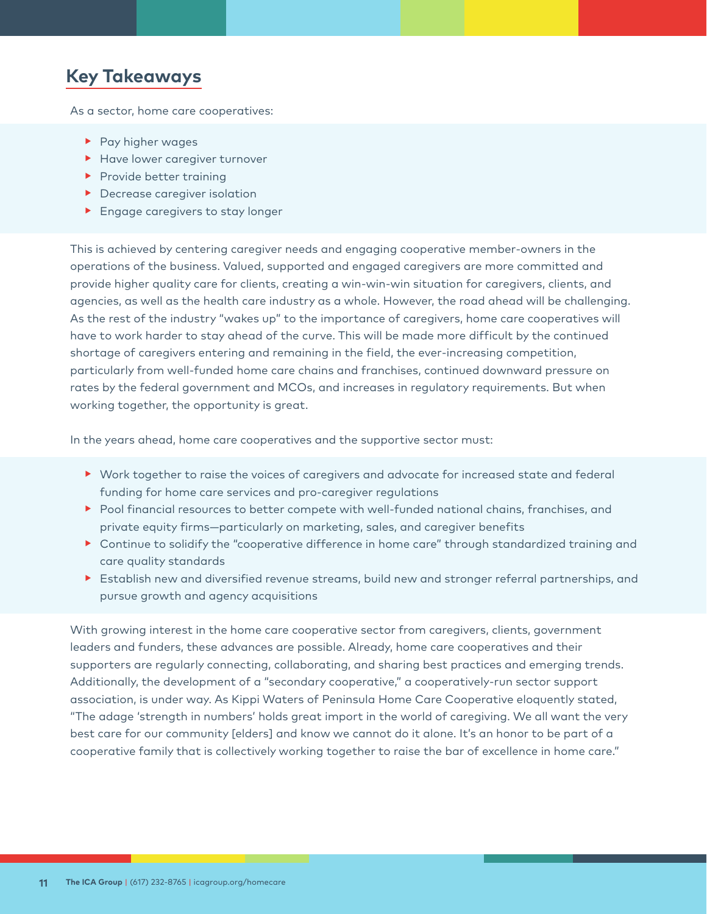## Key Takeaways

As a sector, home care cooperatives:

- Pay higher wages
- Have lower caregiver turnover
- Provide better training
- Decrease caregiver isolation
- Engage caregivers to stay longer

This is achieved by centering caregiver needs and engaging cooperative member-owners in the operations of the business. Valued, supported and engaged caregivers are more committed and provide higher quality care for clients, creating a win-win-win situation for caregivers, clients, and agencies, as well as the health care industry as a whole. However, the road ahead will be challenging. As the rest of the industry "wakes up" to the importance of caregivers, home care cooperatives will have to work harder to stay ahead of the curve. This will be made more difficult by the continued shortage of caregivers entering and remaining in the field, the ever-increasing competition, particularly from well-funded home care chains and franchises, continued downward pressure on rates by the federal government and MCOs, and increases in regulatory requirements. But when working together, the opportunity is great.

In the years ahead, home care cooperatives and the supportive sector must:

- Work together to raise the voices of caregivers and advocate for increased state and federal funding for home care services and pro-caregiver regulations
- Pool financial resources to better compete with well-funded national chains, franchises, and private equity firms—particularly on marketing, sales, and caregiver benefits
- Continue to solidify the "cooperative difference in home care" through standardized training and care quality standards
- Establish new and diversified revenue streams, build new and stronger referral partnerships, and pursue growth and agency acquisitions

With growing interest in the home care cooperative sector from caregivers, clients, government leaders and funders, these advances are possible. Already, home care cooperatives and their supporters are regularly connecting, collaborating, and sharing best practices and emerging trends. Additionally, the development of a "secondary cooperative," a cooperatively-run sector support association, is under way. As Kippi Waters of Peninsula Home Care Cooperative eloquently stated, "The adage 'strength in numbers' holds great import in the world of caregiving. We all want the very best care for our community [elders] and know we cannot do it alone. It's an honor to be part of a cooperative family that is collectively working together to raise the bar of excellence in home care."